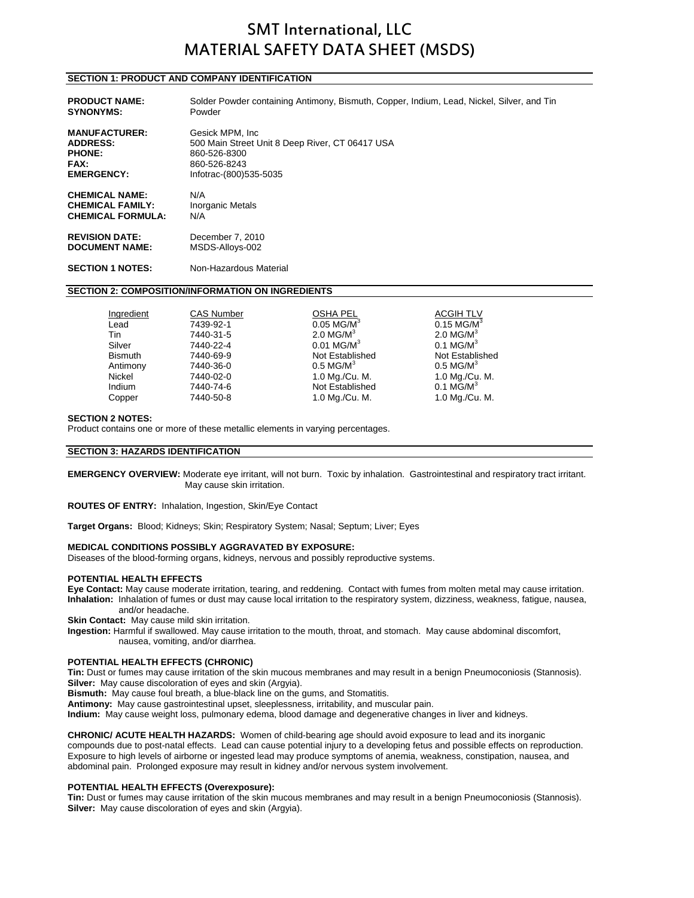# SMT International, LLC
# MATERIAL SAFETY DATA SHEET (MSDS)

## SECTION 1: PRODUCT AND COMPANY IDENTIFICATION

**PRODUCT NAME:** Solder Powder containing Antimony, Bismuth, Copper, Indium, Lead, Nickel, Silver, and Tin
**SYNONYMS:** Powder

**MANUFACTURER:** Gesick MPM, Inc
**ADDRESS:** 500 Main Street Unit 8 Deep River, CT 06417 USA
**PHONE:** 860-526-8300
**FAX:** 860-526-8243
**EMERGENCY:** Infotrac-(800)535-5035

**CHEMICAL NAME:** N/A
**CHEMICAL FAMILY:** Inorganic Metals
**CHEMICAL FORMULA:** N/A

**REVISION DATE:** December 7, 2010
**DOCUMENT NAME:** MSDS-Alloys-002

**SECTION 1 NOTES:** Non-Hazardous Material

## SECTION 2: COMPOSITION/INFORMATION ON INGREDIENTS

| Ingredient | CAS Number | OSHA PEL | ACGIH TLV |
|---|---|---|---|
| Lead | 7439-92-1 | 0.05 MG/M$^3$ | 0.15 MG/M$^3$ |
| Tin | 7440-31-5 | 2.0 MG/M$^3$ | 2.0 MG/M$^3$ |
| Silver | 7440-22-4 | 0.01 MG/M$^3$ | 0.1 MG/M$^3$ |
| Bismuth | 7440-69-9 | Not Established | Not Established |
| Antimony | 7440-36-0 | 0.5 MG/M$^3$ | 0.5 MG/M$^3$ |
| Nickel | 7440-02-0 | 1.0 Mg./Cu. M. | 1.0 Mg./Cu. M. |
| Indium | 7440-74-6 | Not Established | 0.1 MG/M$^3$ |
| Copper | 7440-50-8 | 1.0 Mg./Cu. M. | 1.0 Mg./Cu. M. |

**SECTION 2 NOTES:**
Product contains one or more of these metallic elements in varying percentages.

## SECTION 3: HAZARDS IDENTIFICATION

**EMERGENCY OVERVIEW:** Moderate eye irritant, will not burn. Toxic by inhalation. Gastrointestinal and respiratory tract irritant. May cause skin irritation.

**ROUTES OF ENTRY:** Inhalation, Ingestion, Skin/Eye Contact

**Target Organs:** Blood; Kidneys; Skin; Respiratory System; Nasal; Septum; Liver; Eyes

**MEDICAL CONDITIONS POSSIBLY AGGRAVATED BY EXPOSURE:**
Diseases of the blood-forming organs, kidneys, nervous and possibly reproductive systems.

**POTENTIAL HEALTH EFFECTS**
**Eye Contact:** May cause moderate irritation, tearing, and reddening. Contact with fumes from molten metal may cause irritation.
**Inhalation:** Inhalation of fumes or dust may cause local irritation to the respiratory system, dizziness, weakness, fatigue, nausea, and/or headache.
**Skin Contact:** May cause mild skin irritation.
**Ingestion:** Harmful if swallowed. May cause irritation to the mouth, throat, and stomach. May cause abdominal discomfort, nausea, vomiting, and/or diarrhea.

**POTENTIAL HEALTH EFFECTS (CHRONIC)**
**Tin:** Dust or fumes may cause irritation of the skin mucous membranes and may result in a benign Pneumoconiosis (Stannosis).
**Silver:** May cause discoloration of eyes and skin (Argyia).
**Bismuth:** May cause foul breath, a blue-black line on the gums, and Stomatitis.
**Antimony:** May cause gastrointestinal upset, sleeplessness, irritability, and muscular pain.
**Indium:** May cause weight loss, pulmonary edema, blood damage and degenerative changes in liver and kidneys.

**CHRONIC/ ACUTE HEALTH HAZARDS:** Women of child-bearing age should avoid exposure to lead and its inorganic compounds due to post-natal effects. Lead can cause potential injury to a developing fetus and possible effects on reproduction. Exposure to high levels of airborne or ingested lead may produce symptoms of anemia, weakness, constipation, nausea, and abdominal pain. Prolonged exposure may result in kidney and/or nervous system involvement.

**POTENTIAL HEALTH EFFECTS (Overexposure):**
**Tin:** Dust or fumes may cause irritation of the skin mucous membranes and may result in a benign Pneumoconiosis (Stannosis).
**Silver:** May cause discoloration of eyes and skin (Argyia).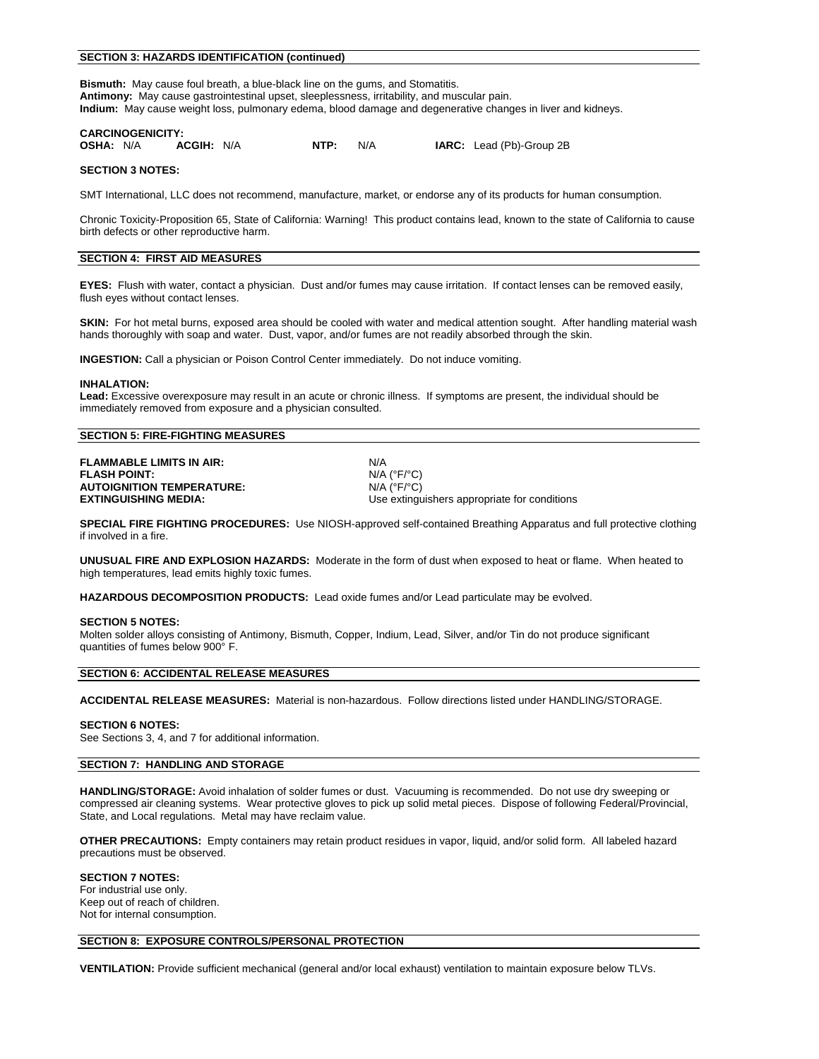## SECTION 3: HAZARDS IDENTIFICATION (continued)

**Bismuth:** May cause foul breath, a blue-black line on the gums, and Stomatitis.
**Antimony:** May cause gastrointestinal upset, sleeplessness, irritability, and muscular pain.
**Indium:** May cause weight loss, pulmonary edema, blood damage and degenerative changes in liver and kidneys.

**CARCINOGENICITY:**
**OSHA:** N/A **ACGIH:** N/A **NTP:** N/A **IARC:** Lead (Pb)-Group 2B

**SECTION 3 NOTES:**

SMT International, LLC does not recommend, manufacture, market, or endorse any of its products for human consumption.

Chronic Toxicity-Proposition 65, State of California: Warning! This product contains lead, known to the state of California to cause birth defects or other reproductive harm.

## SECTION 4: FIRST AID MEASURES

**EYES:** Flush with water, contact a physician. Dust and/or fumes may cause irritation. If contact lenses can be removed easily, flush eyes without contact lenses.

**SKIN:** For hot metal burns, exposed area should be cooled with water and medical attention sought. After handling material wash hands thoroughly with soap and water. Dust, vapor, and/or fumes are not readily absorbed through the skin.

**INGESTION:** Call a physician or Poison Control Center immediately. Do not induce vomiting.

**INHALATION:**
**Lead:** Excessive overexposure may result in an acute or chronic illness. If symptoms are present, the individual should be immediately removed from exposure and a physician consulted.

## SECTION 5: FIRE-FIGHTING MEASURES

**FLAMMABLE LIMITS IN AIR:** N/A
**FLASH POINT:** N/A (°F/°C)
**AUTOIGNITION TEMPERATURE:** N/A (°F/°C)
**EXTINGUISHING MEDIA:** Use extinguishers appropriate for conditions

**SPECIAL FIRE FIGHTING PROCEDURES:** Use NIOSH-approved self-contained Breathing Apparatus and full protective clothing if involved in a fire.

**UNUSUAL FIRE AND EXPLOSION HAZARDS:** Moderate in the form of dust when exposed to heat or flame. When heated to high temperatures, lead emits highly toxic fumes.

**HAZARDOUS DECOMPOSITION PRODUCTS:** Lead oxide fumes and/or Lead particulate may be evolved.

**SECTION 5 NOTES:**
Molten solder alloys consisting of Antimony, Bismuth, Copper, Indium, Lead, Silver, and/or Tin do not produce significant quantities of fumes below 900° F.

## SECTION 6: ACCIDENTAL RELEASE MEASURES

**ACCIDENTAL RELEASE MEASURES:** Material is non-hazardous. Follow directions listed under HANDLING/STORAGE.

**SECTION 6 NOTES:**
See Sections 3, 4, and 7 for additional information.

## SECTION 7: HANDLING AND STORAGE

**HANDLING/STORAGE:** Avoid inhalation of solder fumes or dust. Vacuuming is recommended. Do not use dry sweeping or compressed air cleaning systems. Wear protective gloves to pick up solid metal pieces. Dispose of following Federal/Provincial, State, and Local regulations. Metal may have reclaim value.

**OTHER PRECAUTIONS:** Empty containers may retain product residues in vapor, liquid, and/or solid form. All labeled hazard precautions must be observed.

**SECTION 7 NOTES:**
For industrial use only.
Keep out of reach of children.
Not for internal consumption.

## SECTION 8: EXPOSURE CONTROLS/PERSONAL PROTECTION

**VENTILATION:** Provide sufficient mechanical (general and/or local exhaust) ventilation to maintain exposure below TLVs.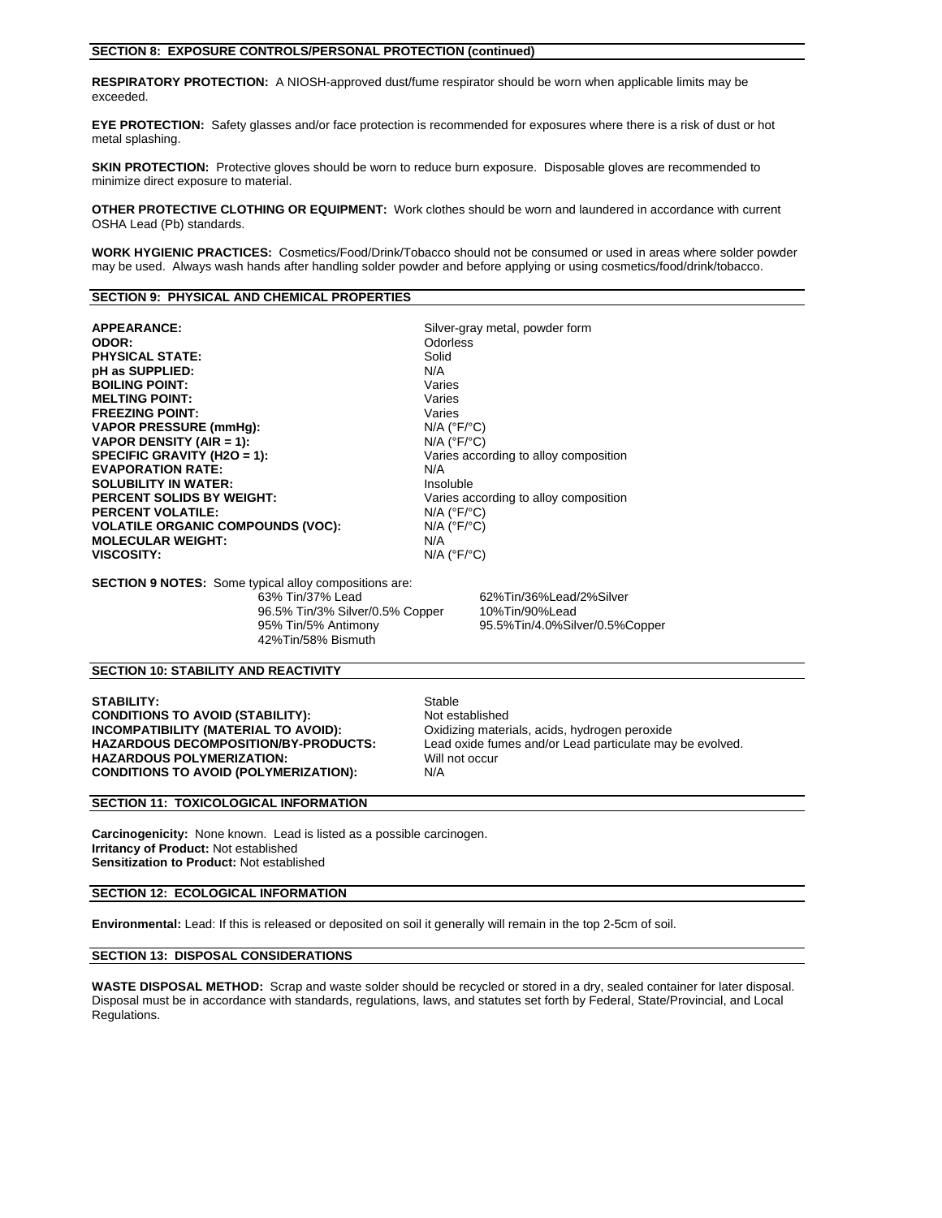## SECTION 8: EXPOSURE CONTROLS/PERSONAL PROTECTION (continued)

**RESPIRATORY PROTECTION:** A NIOSH-approved dust/fume respirator should be worn when applicable limits may be exceeded.

**EYE PROTECTION:** Safety glasses and/or face protection is recommended for exposures where there is a risk of dust or hot metal splashing.

**SKIN PROTECTION:** Protective gloves should be worn to reduce burn exposure. Disposable gloves are recommended to minimize direct exposure to material.

**OTHER PROTECTIVE CLOTHING OR EQUIPMENT:** Work clothes should be worn and laundered in accordance with current OSHA Lead (Pb) standards.

**WORK HYGIENIC PRACTICES:** Cosmetics/Food/Drink/Tobacco should not be consumed or used in areas where solder powder may be used. Always wash hands after handling solder powder and before applying or using cosmetics/food/drink/tobacco.

## SECTION 9: PHYSICAL AND CHEMICAL PROPERTIES

| | |
|---|---|
| **APPEARANCE:** | Silver-gray metal, powder form |
| **ODOR:** | Odorless |
| **PHYSICAL STATE:** | Solid |
| **pH as SUPPLIED:** | N/A |
| **BOILING POINT:** | Varies |
| **MELTING POINT:** | Varies |
| **FREEZING POINT:** | Varies |
| **VAPOR PRESSURE (mmHg):** | N/A (°F/°C) |
| **VAPOR DENSITY (AIR = 1):** | N/A (°F/°C) |
| **SPECIFIC GRAVITY (H2O = 1):** | Varies according to alloy composition |
| **EVAPORATION RATE:** | N/A |
| **SOLUBILITY IN WATER:** | Insoluble |
| **PERCENT SOLIDS BY WEIGHT:** | Varies according to alloy composition |
| **PERCENT VOLATILE:** | N/A (°F/°C) |
| **VOLATILE ORGANIC COMPOUNDS (VOC):** | N/A (°F/°C) |
| **MOLECULAR WEIGHT:** | N/A |
| **VISCOSITY:** | N/A (°F/°C) |

**SECTION 9 NOTES:** Some typical alloy compositions are:

- 63% Tin/37% Lead
- 96.5% Tin/3% Silver/0.5% Copper
- 95% Tin/5% Antimony
- 42%Tin/58% Bismuth
- 62%Tin/36%Lead/2%Silver
- 10%Tin/90%Lead
- 95.5%Tin/4.0%Silver/0.5%Copper

## SECTION 10: STABILITY AND REACTIVITY

| | |
|---|---|
| **STABILITY:** | Stable |
| **CONDITIONS TO AVOID (STABILITY):** | Not established |
| **INCOMPATIBILITY (MATERIAL TO AVOID):** | Oxidizing materials, acids, hydrogen peroxide |
| **HAZARDOUS DECOMPOSITION/BY-PRODUCTS:** | Lead oxide fumes and/or Lead particulate may be evolved. |
| **HAZARDOUS POLYMERIZATION:** | Will not occur |
| **CONDITIONS TO AVOID (POLYMERIZATION):** | N/A |

## SECTION 11: TOXICOLOGICAL INFORMATION

**Carcinogenicity:** None known. Lead is listed as a possible carcinogen.
**Irritancy of Product:** Not established
**Sensitization to Product:** Not established

## SECTION 12: ECOLOGICAL INFORMATION

**Environmental:** Lead: If this is released or deposited on soil it generally will remain in the top 2-5cm of soil.

## SECTION 13: DISPOSAL CONSIDERATIONS

**WASTE DISPOSAL METHOD:** Scrap and waste solder should be recycled or stored in a dry, sealed container for later disposal. Disposal must be in accordance with standards, regulations, laws, and statutes set forth by Federal, State/Provincial, and Local Regulations.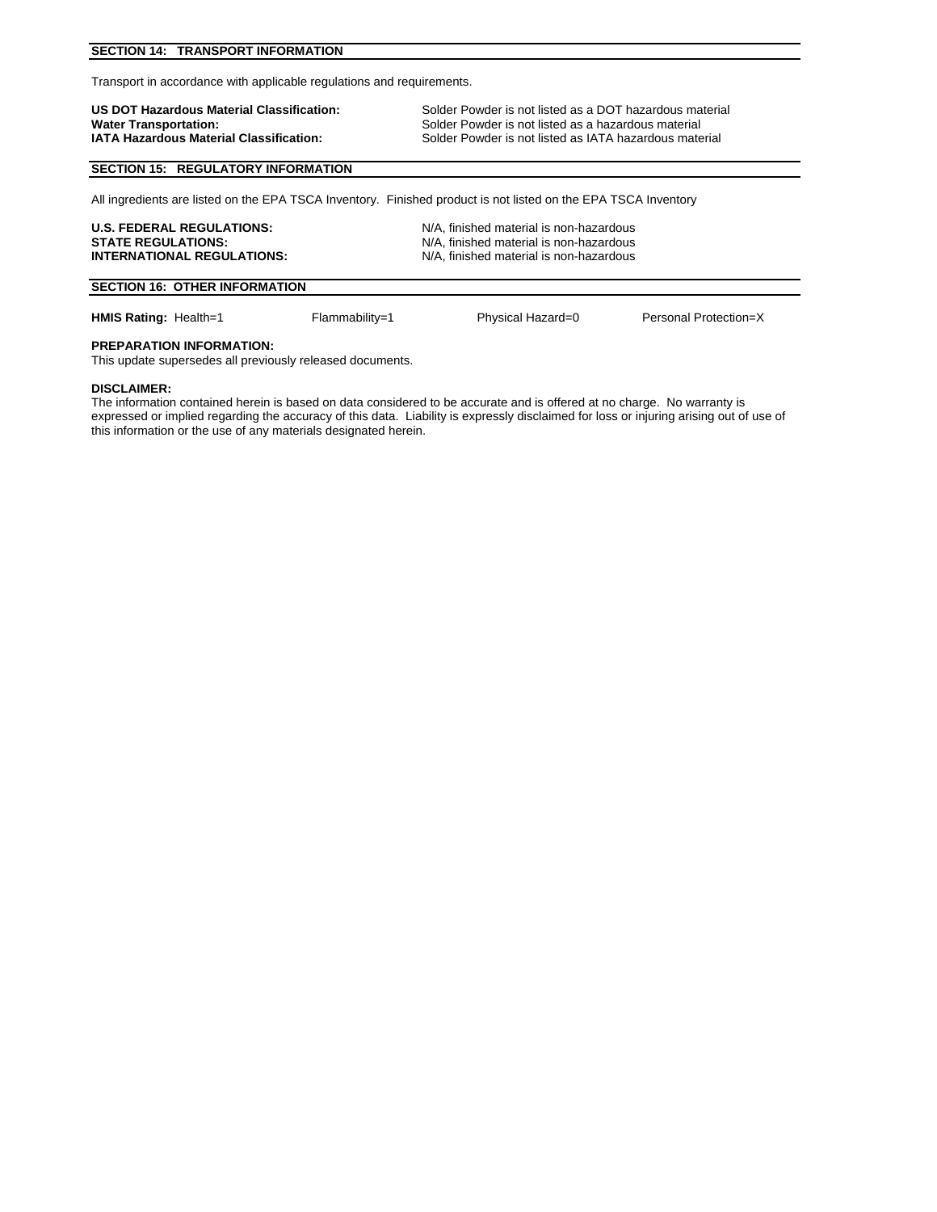## SECTION 14: TRANSPORT INFORMATION

Transport in accordance with applicable regulations and requirements.

| | |
|---|---|
| **US DOT Hazardous Material Classification:** | Solder Powder is not listed as a DOT hazardous material |
| **Water Transportation:** | Solder Powder is not listed as a hazardous material |
| **IATA Hazardous Material Classification:** | Solder Powder is not listed as IATA hazardous material |

## SECTION 15: REGULATORY INFORMATION

All ingredients are listed on the EPA TSCA Inventory. Finished product is not listed on the EPA TSCA Inventory

| | |
|---|---|
| **U.S. FEDERAL REGULATIONS:** | N/A, finished material is non-hazardous |
| **STATE REGULATIONS:** | N/A, finished material is non-hazardous |
| **INTERNATIONAL REGULATIONS:** | N/A, finished material is non-hazardous |

## SECTION 16: OTHER INFORMATION

**HMIS Rating:** Health=1 Flammability=1 Physical Hazard=0 Personal Protection=X

**PREPARATION INFORMATION:**
This update supersedes all previously released documents.

**DISCLAIMER:**
The information contained herein is based on data considered to be accurate and is offered at no charge. No warranty is expressed or implied regarding the accuracy of this data. Liability is expressly disclaimed for loss or injuring arising out of use of this information or the use of any materials designated herein.